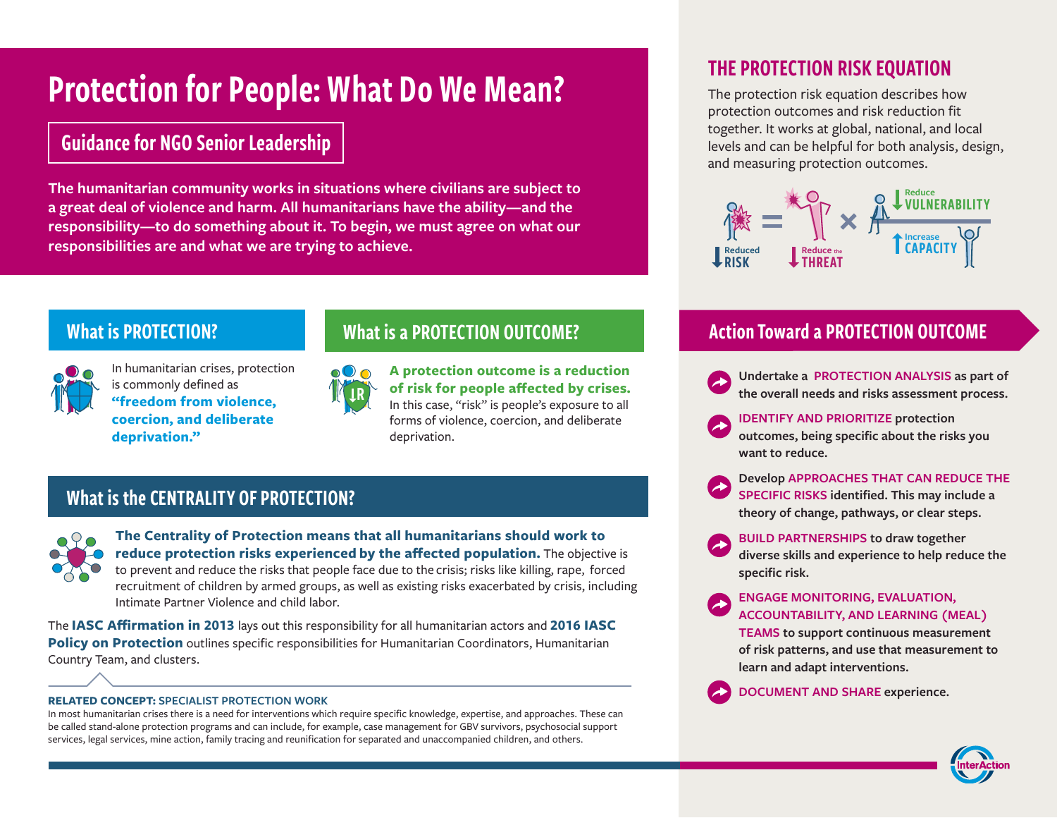# Protection for People: What Do We Mean?

## Guidance for NGO Senior Leadership

**The humanitarian community works in situations where civilians are subject to a great deal of violence and harm. All humanitarians have the ability—and the responsibility—to do something about it. To begin, we must agree on what our responsibilities are and what we are trying to achieve.**

## What is PROTECTION?

In humanitarian crises, protection is commonly defined as **"freedom from violence, coercion, and deliberate deprivation."**

## What is a PROTECTION OUTCOME?

**A protection outcome is a reduction of risk for people affected by crises.** In this case, "risk" is people's exposure to all forms of violence, coercion, and deliberate deprivation.

## What is the CENTRALITY OF PROTECTION?

**The Centrality of Protection means that all humanitarians should work to reduce protection risks experienced by the affected population.** The objective is to prevent and reduce the risks that people face due to the crisis; risks like killing, rape, forced recruitment of children by armed groups, as well as existing risks exacerbated by crisis, including Intimate Partner Violence and child labor.

The **IASC Affirmation in 2013** lays out this responsibility for all humanitarian actors and **2016 IASC Policy on Protection** outlines specific responsibilities for Humanitarian Coordinators, Humanitarian Country Team, and clusters.

**RELATED CONCEPT: SPECIALIST PROTECTION WORK**

In most humanitarian crises there is a need for interventions which require specific knowledge, expertise, and approaches. These can be called stand-alone protection programs and can include, for example, case management for GBV survivors, psychosocial support services, legal services, mine action, family tracing and reunification for separated and unaccompanied children, and others.

## THE PROTECTION RISK EQUATION

The protection risk equation describes how protection outcomes and risk reduction fit together. It works at global, national, and local levels and can be helpful for both analysis, design, and measuring protection outcomes.

Reduced RISK = Reduce the THREAT × (Reduce VULNERABILITY / Increase CAPACITY)

## Action Toward a PROTECTION OUTCOME

- **Undertake a PROTECTION ANALYSIS as part of the overall needs and risks assessment process.**
- **IDENTIFY AND PRIORITIZE protection outcomes, being specific about the risks you want to reduce.**
- **Develop APPROACHES THAT CAN REDUCE THE SPECIFIC RISKS identified. This may include a theory of change, pathways, or clear steps.**
- **BUILD PARTNERSHIPS to draw together diverse skills and experience to help reduce the specific risk.**
- **ENGAGE MONITORING, EVALUATION, ACCOUNTABILITY, AND LEARNING (MEAL) TEAMS to support continuous measurement of risk patterns, and use that measurement to learn and adapt interventions.**
- **DOCUMENT AND SHARE experience.**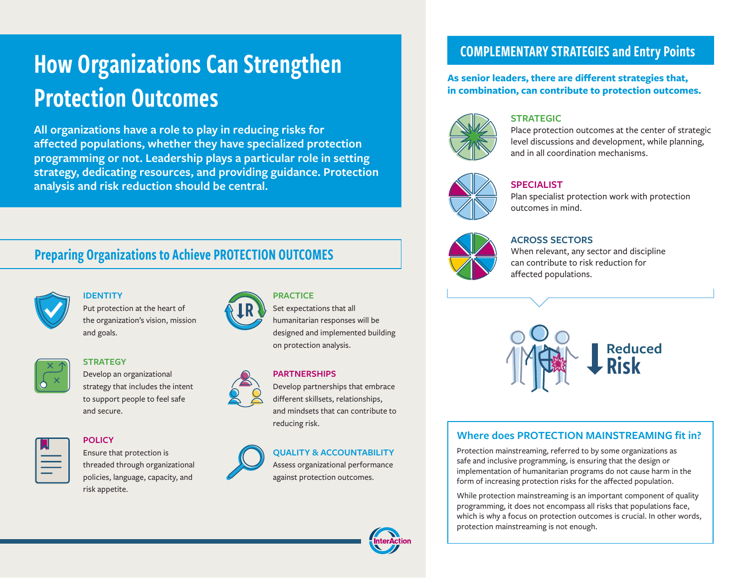# How Organizations Can Strengthen Protection Outcomes

**All organizations have a role to play in reducing risks for affected populations, whether they have specialized protection programming or not. Leadership plays a particular role in setting strategy, dedicating resources, and providing guidance. Protection analysis and risk reduction should be central.**

## Preparing Organizations to Achieve PROTECTION OUTCOMES

### IDENTITY

Put protection at the heart of the organization's vision, mission and goals.

### STRATEGY

Develop an organizational strategy that includes the intent to support people to feel safe and secure.

### POLICY

Ensure that protection is threaded through organizational policies, language, capacity, and risk appetite.

### PRACTICE

Set expectations that all humanitarian responses will be designed and implemented building on protection analysis.

### PARTNERSHIPS

Develop partnerships that embrace different skillsets, relationships, and mindsets that can contribute to reducing risk.

### QUALITY & ACCOUNTABILITY

Assess organizational performance against protection outcomes.

## COMPLEMENTARY STRATEGIES and Entry Points

**As senior leaders, there are different strategies that, in combination, can contribute to protection outcomes.**

### STRATEGIC

Place protection outcomes at the center of strategic level discussions and development, while planning, and in all coordination mechanisms.

### SPECIALIST

Plan specialist protection work with protection outcomes in mind.

### ACROSS SECTORS

When relevant, any sector and discipline can contribute to risk reduction for affected populations.

Reduced Risk

### Where does PROTECTION MAINSTREAMING fit in?

Protection mainstreaming, referred to by some organizations as safe and inclusive programming, is ensuring that the design or implementation of humanitarian programs do not cause harm in the form of increasing protection risks for the affected population.

While protection mainstreaming is an important component of quality programming, it does not encompass all risks that populations face, which is why a focus on protection outcomes is crucial. In other words, protection mainstreaming is not enough.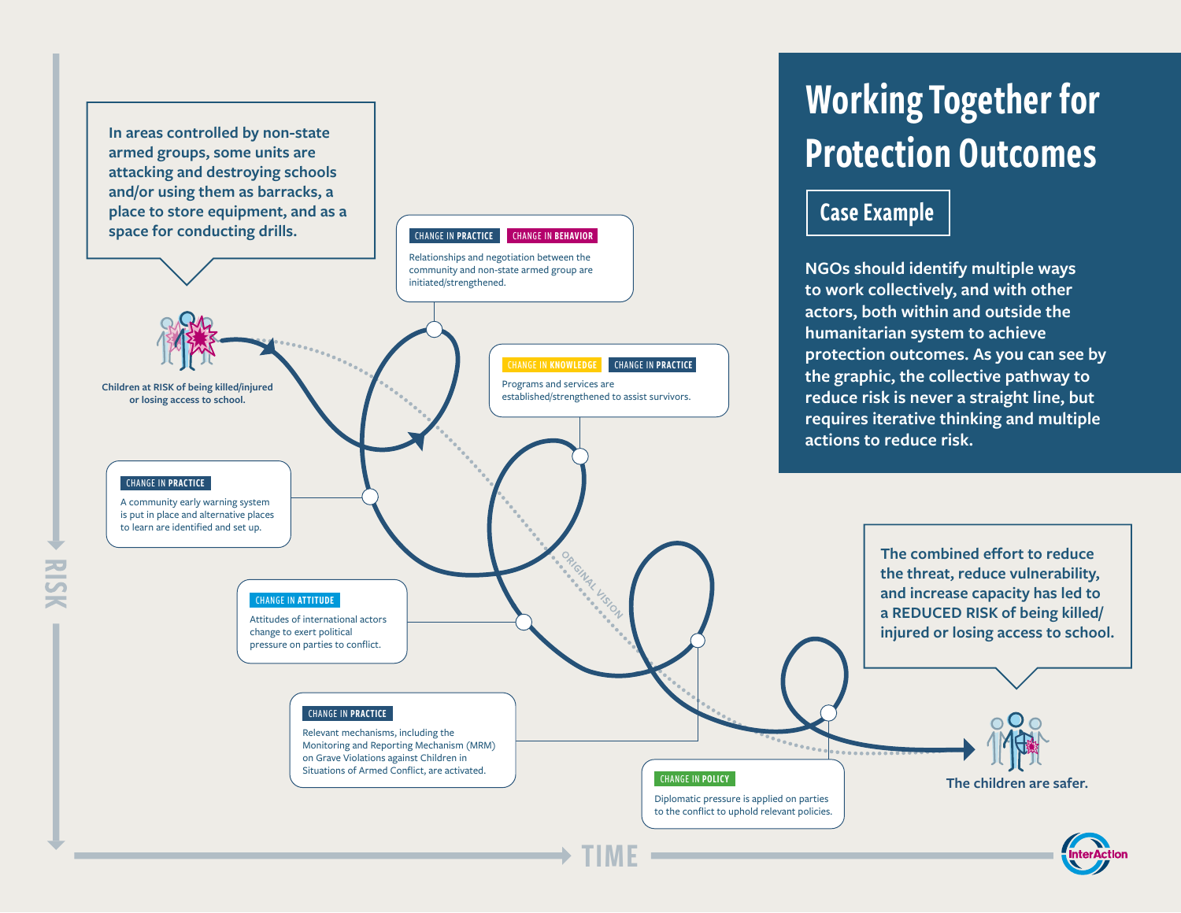# Working Together for Protection Outcomes

## Case Example

**NGOs should identify multiple ways to work collectively, and with other actors, both within and outside the humanitarian system to achieve protection outcomes. As you can see by the graphic, the collective pathway to reduce risk is never a straight line, but requires iterative thinking and multiple actions to reduce risk.**

**In areas controlled by non-state armed groups, some units are attacking and destroying schools and/or using them as barracks, a place to store equipment, and as a space for conducting drills.**

**Children at RISK of being killed/injured or losing access to school.**

**CHANGE IN PRACTICE** | **CHANGE IN BEHAVIOR**

Relationships and negotiation between the community and non-state armed group are initiated/strengthened.

**CHANGE IN PRACTICE**

A community early warning system is put in place and alternative places to learn are identified and set up.

**CHANGE IN KNOWLEDGE** | **CHANGE IN PRACTICE**

Programs and services are established/strengthened to assist survivors.

**CHANGE IN ATTITUDE**

Attitudes of international actors change to exert political pressure on parties to conflict.

**CHANGE IN PRACTICE**

Relevant mechanisms, including the Monitoring and Reporting Mechanism (MRM) on Grave Violations against Children in Situations of Armed Conflict, are activated.

**CHANGE IN POLICY**

Diplomatic pressure is applied on parties to the conflict to uphold relevant policies.

ORIGINAL VISION

**The combined effort to reduce the threat, reduce vulnerability, and increase capacity has led to a REDUCED RISK of being killed/injured or losing access to school.**

**The children are safer.**

RISK

TIME

InterAction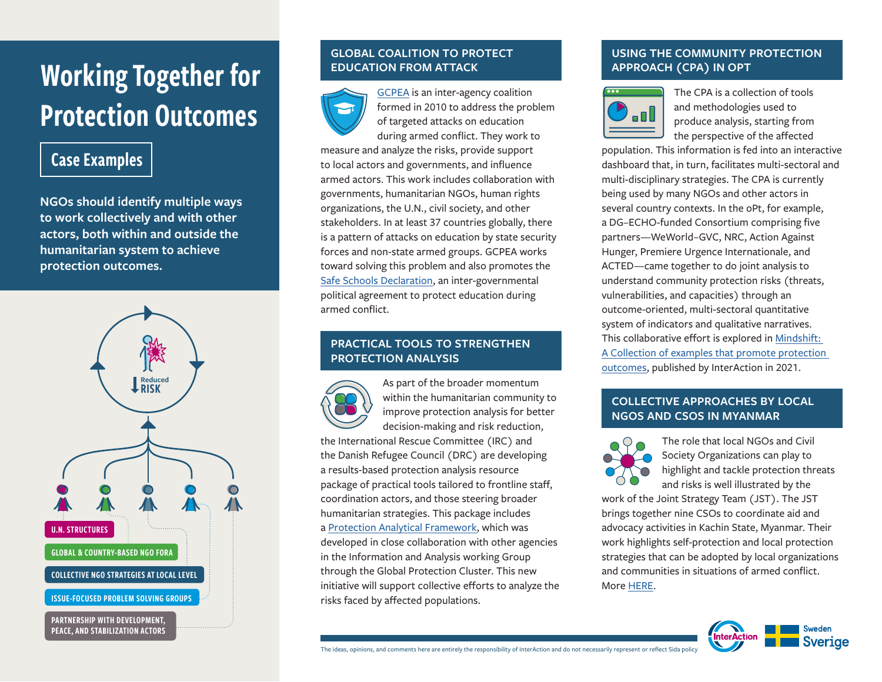# Working Together for Protection Outcomes

## Case Examples

**NGOs should identify multiple ways to work collectively and with other actors, both within and outside the humanitarian system to achieve protection outcomes.**

Reduced RISK

U.N. STRUCTURES

GLOBAL & COUNTRY-BASED NGO FORA

COLLECTIVE NGO STRATEGIES AT LOCAL LEVEL

ISSUE-FOCUSED PROBLEM SOLVING GROUPS

PARTNERSHIP WITH DEVELOPMENT, PEACE, AND STABILIZATION ACTORS

## GLOBAL COALITION TO PROTECT EDUCATION FROM ATTACK

GCPEA is an inter-agency coalition formed in 2010 to address the problem of targeted attacks on education during armed conflict. They work to measure and analyze the risks, provide support to local actors and governments, and influence armed actors. This work includes collaboration with governments, humanitarian NGOs, human rights organizations, the U.N., civil society, and other stakeholders. In at least 37 countries globally, there is a pattern of attacks on education by state security forces and non-state armed groups. GCPEA works toward solving this problem and also promotes the Safe Schools Declaration, an inter-governmental political agreement to protect education during armed conflict.

## PRACTICAL TOOLS TO STRENGTHEN PROTECTION ANALYSIS

As part of the broader momentum within the humanitarian community to improve protection analysis for better decision-making and risk reduction, the International Rescue Committee (IRC) and the Danish Refugee Council (DRC) are developing a results-based protection analysis resource package of practical tools tailored to frontline staff, coordination actors, and those steering broader humanitarian strategies. This package includes a Protection Analytical Framework, which was developed in close collaboration with other agencies in the Information and Analysis working Group through the Global Protection Cluster. This new initiative will support collective efforts to analyze the risks faced by affected populations.

## USING THE COMMUNITY PROTECTION APPROACH (CPA) IN OPT

The CPA is a collection of tools and methodologies used to produce analysis, starting from the perspective of the affected population. This information is fed into an interactive dashboard that, in turn, facilitates multi-sectoral and multi-disciplinary strategies. The CPA is currently being used by many NGOs and other actors in several country contexts. In the oPt, for example, a DG–ECHO-funded Consortium comprising five partners—WeWorld–GVC, NRC, Action Against Hunger, Premiere Urgence Internationale, and ACTED—came together to do joint analysis to understand community protection risks (threats, vulnerabilities, and capacities) through an outcome-oriented, multi-sectoral quantitative system of indicators and qualitative narratives. This collaborative effort is explored in Mindshift: A Collection of examples that promote protection outcomes, published by InterAction in 2021.

## COLLECTIVE APPROACHES BY LOCAL NGOS AND CSOS IN MYANMAR

The role that local NGOs and Civil Society Organizations can play to highlight and tackle protection threats and risks is well illustrated by the work of the Joint Strategy Team (JST). The JST brings together nine CSOs to coordinate aid and advocacy activities in Kachin State, Myanmar. Their work highlights self-protection and local protection strategies that can be adopted by local organizations and communities in situations of armed conflict. More HERE.

The ideas, opinions, and comments here are entirely the responsibility of InterAction and do not necessarily represent or reflect Sida policy

InterAction | Sweden Sverige